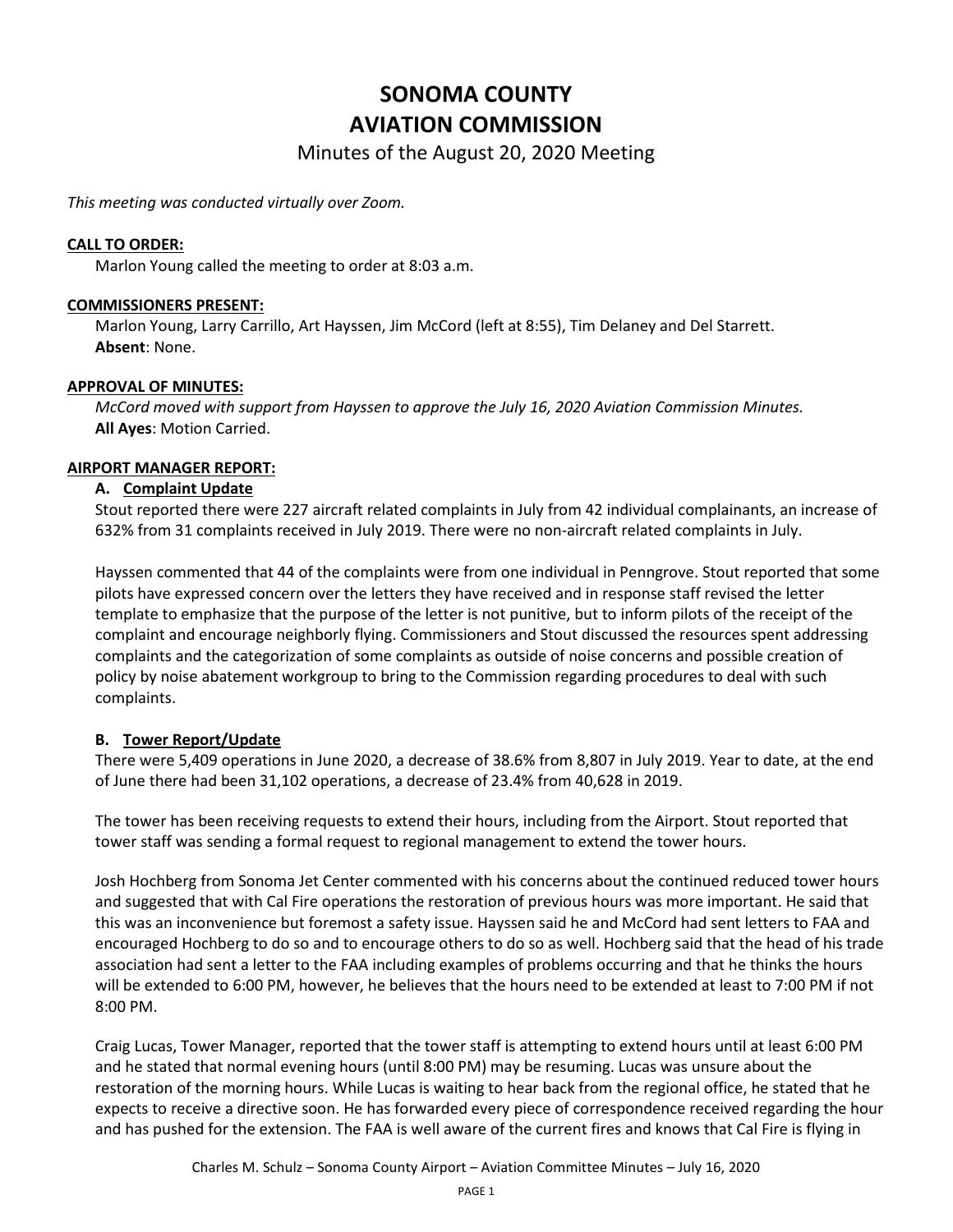# SONOMA COUNTY AVIATION COMMISSION

## Minutes of the August 20, 2020 Meeting

*This meeting was conducted virtually over Zoom.*

**CALL TO ORDER:**

Marlon Young called the meeting to order at 8:03 a.m.

**COMMISSIONERS PRESENT:**

Marlon Young, Larry Carrillo, Art Hayssen, Jim McCord (left at 8:55), Tim Delaney and Del Starrett.
**Absent**: None.

**APPROVAL OF MINUTES:**

*McCord moved with support from Hayssen to approve the July 16, 2020 Aviation Commission Minutes.*
**All Ayes**: Motion Carried.

**AIRPORT MANAGER REPORT:**

**A. Complaint Update**

Stout reported there were 227 aircraft related complaints in July from 42 individual complainants, an increase of 632% from 31 complaints received in July 2019. There were no non-aircraft related complaints in July.

Hayssen commented that 44 of the complaints were from one individual in Penngrove. Stout reported that some pilots have expressed concern over the letters they have received and in response staff revised the letter template to emphasize that the purpose of the letter is not punitive, but to inform pilots of the receipt of the complaint and encourage neighborly flying. Commissioners and Stout discussed the resources spent addressing complaints and the categorization of some complaints as outside of noise concerns and possible creation of policy by noise abatement workgroup to bring to the Commission regarding procedures to deal with such complaints.

**B. Tower Report/Update**

There were 5,409 operations in June 2020, a decrease of 38.6% from 8,807 in July 2019. Year to date, at the end of June there had been 31,102 operations, a decrease of 23.4% from 40,628 in 2019.

The tower has been receiving requests to extend their hours, including from the Airport. Stout reported that tower staff was sending a formal request to regional management to extend the tower hours.

Josh Hochberg from Sonoma Jet Center commented with his concerns about the continued reduced tower hours and suggested that with Cal Fire operations the restoration of previous hours was more important. He said that this was an inconvenience but foremost a safety issue. Hayssen said he and McCord had sent letters to FAA and encouraged Hochberg to do so and to encourage others to do so as well. Hochberg said that the head of his trade association had sent a letter to the FAA including examples of problems occurring and that he thinks the hours will be extended to 6:00 PM, however, he believes that the hours need to be extended at least to 7:00 PM if not 8:00 PM.

Craig Lucas, Tower Manager, reported that the tower staff is attempting to extend hours until at least 6:00 PM and he stated that normal evening hours (until 8:00 PM) may be resuming. Lucas was unsure about the restoration of the morning hours. While Lucas is waiting to hear back from the regional office, he stated that he expects to receive a directive soon. He has forwarded every piece of correspondence received regarding the hour and has pushed for the extension. The FAA is well aware of the current fires and knows that Cal Fire is flying in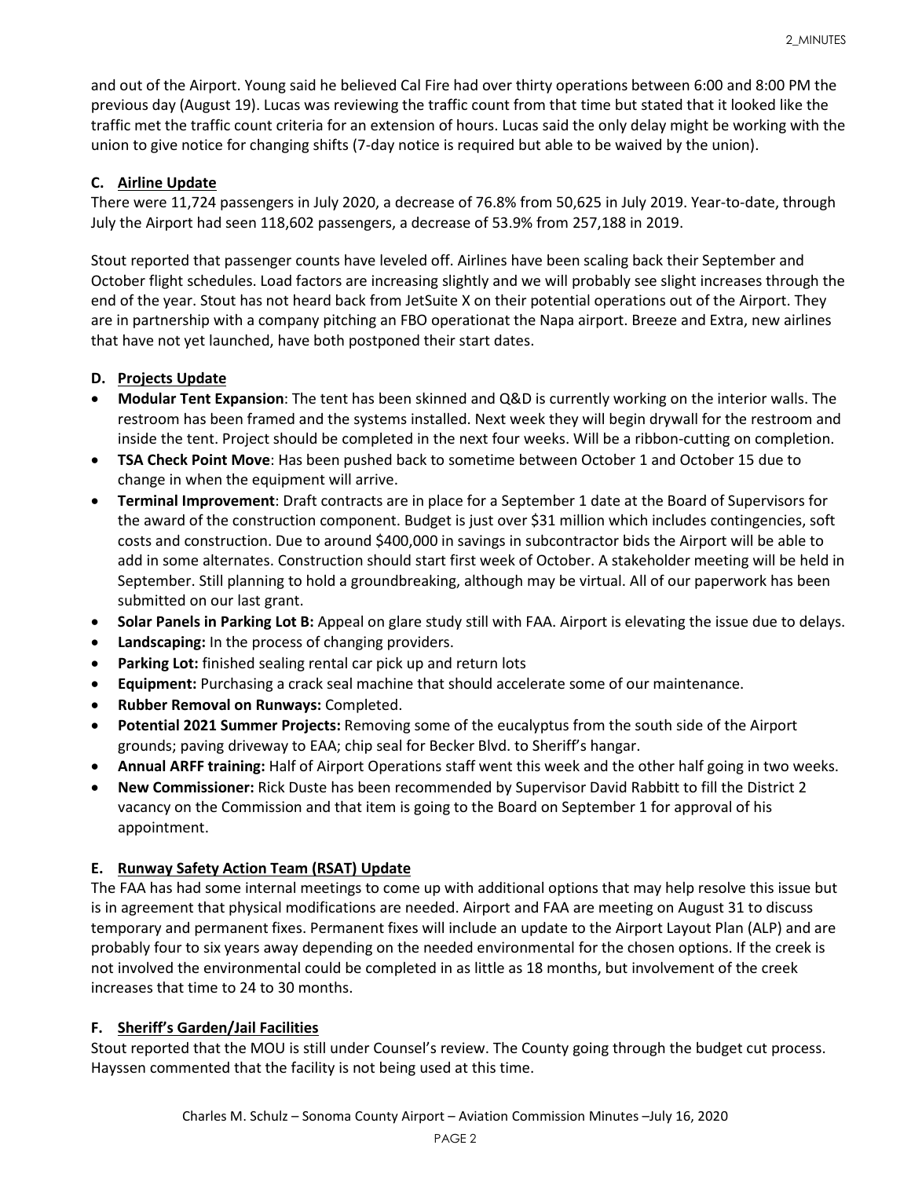and out of the Airport. Young said he believed Cal Fire had over thirty operations between 6:00 and 8:00 PM the previous day (August 19). Lucas was reviewing the traffic count from that time but stated that it looked like the traffic met the traffic count criteria for an extension of hours. Lucas said the only delay might be working with the union to give notice for changing shifts (7-day notice is required but able to be waived by the union).

### C. Airline Update

There were 11,724 passengers in July 2020, a decrease of 76.8% from 50,625 in July 2019. Year-to-date, through July the Airport had seen 118,602 passengers, a decrease of 53.9% from 257,188 in 2019.

Stout reported that passenger counts have leveled off. Airlines have been scaling back their September and October flight schedules. Load factors are increasing slightly and we will probably see slight increases through the end of the year. Stout has not heard back from JetSuite X on their potential operations out of the Airport. They are in partnership with a company pitching an FBO operationat the Napa airport. Breeze and Extra, new airlines that have not yet launched, have both postponed their start dates.

### D. Projects Update

- **Modular Tent Expansion**: The tent has been skinned and Q&D is currently working on the interior walls. The restroom has been framed and the systems installed. Next week they will begin drywall for the restroom and inside the tent. Project should be completed in the next four weeks. Will be a ribbon-cutting on completion.
- **TSA Check Point Move**: Has been pushed back to sometime between October 1 and October 15 due to change in when the equipment will arrive.
- **Terminal Improvement**: Draft contracts are in place for a September 1 date at the Board of Supervisors for the award of the construction component. Budget is just over $31 million which includes contingencies, soft costs and construction. Due to around $400,000 in savings in subcontractor bids the Airport will be able to add in some alternates. Construction should start first week of October. A stakeholder meeting will be held in September. Still planning to hold a groundbreaking, although may be virtual. All of our paperwork has been submitted on our last grant.
- **Solar Panels in Parking Lot B:** Appeal on glare study still with FAA. Airport is elevating the issue due to delays.
- **Landscaping:** In the process of changing providers.
- **Parking Lot:** finished sealing rental car pick up and return lots
- **Equipment:** Purchasing a crack seal machine that should accelerate some of our maintenance.
- **Rubber Removal on Runways:** Completed.
- **Potential 2021 Summer Projects:** Removing some of the eucalyptus from the south side of the Airport grounds; paving driveway to EAA; chip seal for Becker Blvd. to Sheriff's hangar.
- **Annual ARFF training:** Half of Airport Operations staff went this week and the other half going in two weeks.
- **New Commissioner:** Rick Duste has been recommended by Supervisor David Rabbitt to fill the District 2 vacancy on the Commission and that item is going to the Board on September 1 for approval of his appointment.

### E. Runway Safety Action Team (RSAT) Update

The FAA has had some internal meetings to come up with additional options that may help resolve this issue but is in agreement that physical modifications are needed. Airport and FAA are meeting on August 31 to discuss temporary and permanent fixes. Permanent fixes will include an update to the Airport Layout Plan (ALP) and are probably four to six years away depending on the needed environmental for the chosen options. If the creek is not involved the environmental could be completed in as little as 18 months, but involvement of the creek increases that time to 24 to 30 months.

### F. Sheriff's Garden/Jail Facilities

Stout reported that the MOU is still under Counsel's review. The County going through the budget cut process. Hayssen commented that the facility is not being used at this time.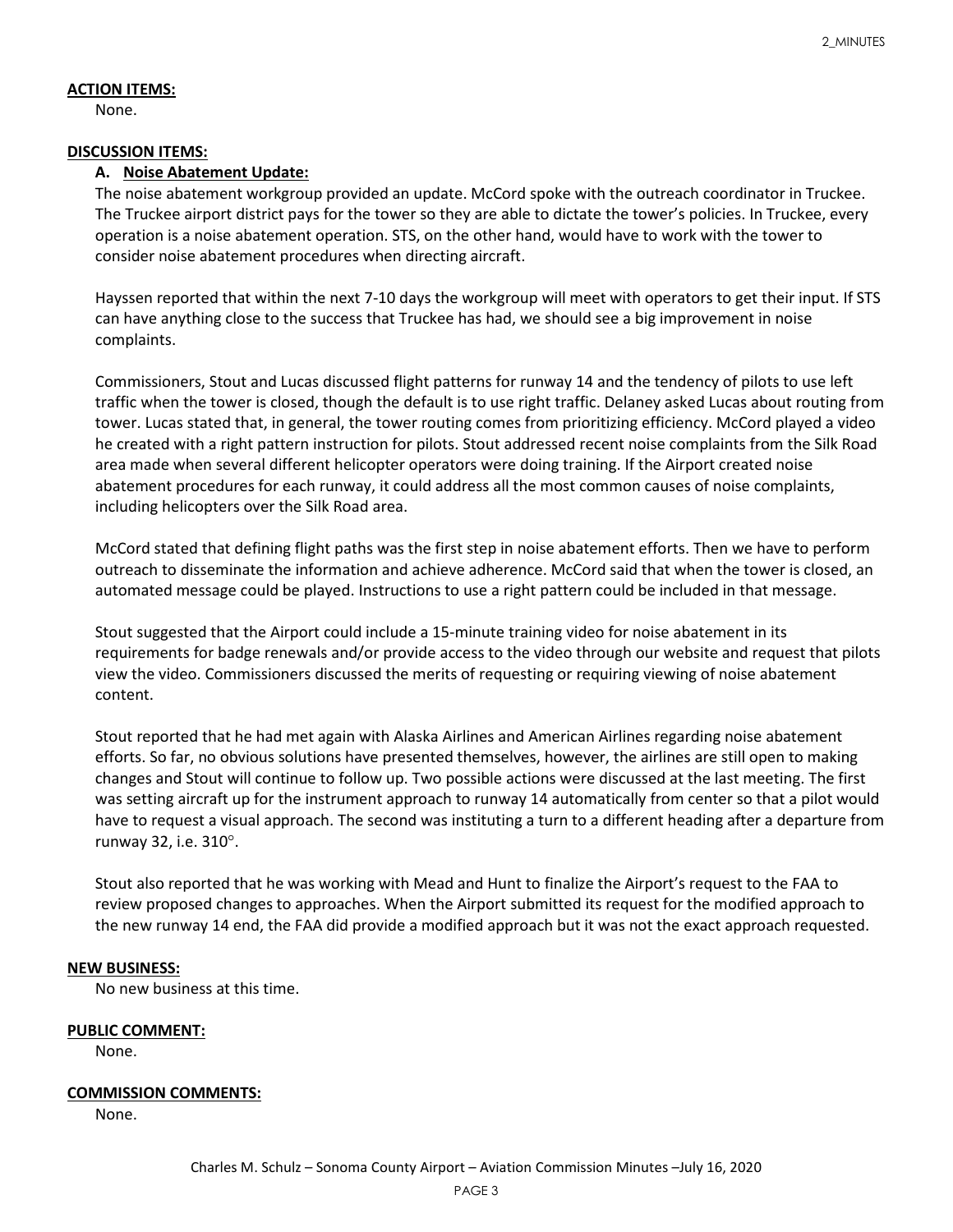**ACTION ITEMS:**

None.

**DISCUSSION ITEMS:**

**A. Noise Abatement Update:**

The noise abatement workgroup provided an update. McCord spoke with the outreach coordinator in Truckee. The Truckee airport district pays for the tower so they are able to dictate the tower's policies. In Truckee, every operation is a noise abatement operation. STS, on the other hand, would have to work with the tower to consider noise abatement procedures when directing aircraft.

Hayssen reported that within the next 7-10 days the workgroup will meet with operators to get their input. If STS can have anything close to the success that Truckee has had, we should see a big improvement in noise complaints.

Commissioners, Stout and Lucas discussed flight patterns for runway 14 and the tendency of pilots to use left traffic when the tower is closed, though the default is to use right traffic. Delaney asked Lucas about routing from tower. Lucas stated that, in general, the tower routing comes from prioritizing efficiency. McCord played a video he created with a right pattern instruction for pilots. Stout addressed recent noise complaints from the Silk Road area made when several different helicopter operators were doing training. If the Airport created noise abatement procedures for each runway, it could address all the most common causes of noise complaints, including helicopters over the Silk Road area.

McCord stated that defining flight paths was the first step in noise abatement efforts. Then we have to perform outreach to disseminate the information and achieve adherence. McCord said that when the tower is closed, an automated message could be played. Instructions to use a right pattern could be included in that message.

Stout suggested that the Airport could include a 15-minute training video for noise abatement in its requirements for badge renewals and/or provide access to the video through our website and request that pilots view the video. Commissioners discussed the merits of requesting or requiring viewing of noise abatement content.

Stout reported that he had met again with Alaska Airlines and American Airlines regarding noise abatement efforts. So far, no obvious solutions have presented themselves, however, the airlines are still open to making changes and Stout will continue to follow up. Two possible actions were discussed at the last meeting. The first was setting aircraft up for the instrument approach to runway 14 automatically from center so that a pilot would have to request a visual approach. The second was instituting a turn to a different heading after a departure from runway 32, i.e. 310°.

Stout also reported that he was working with Mead and Hunt to finalize the Airport's request to the FAA to review proposed changes to approaches. When the Airport submitted its request for the modified approach to the new runway 14 end, the FAA did provide a modified approach but it was not the exact approach requested.

**NEW BUSINESS:**

No new business at this time.

**PUBLIC COMMENT:**

None.

**COMMISSION COMMENTS:**

None.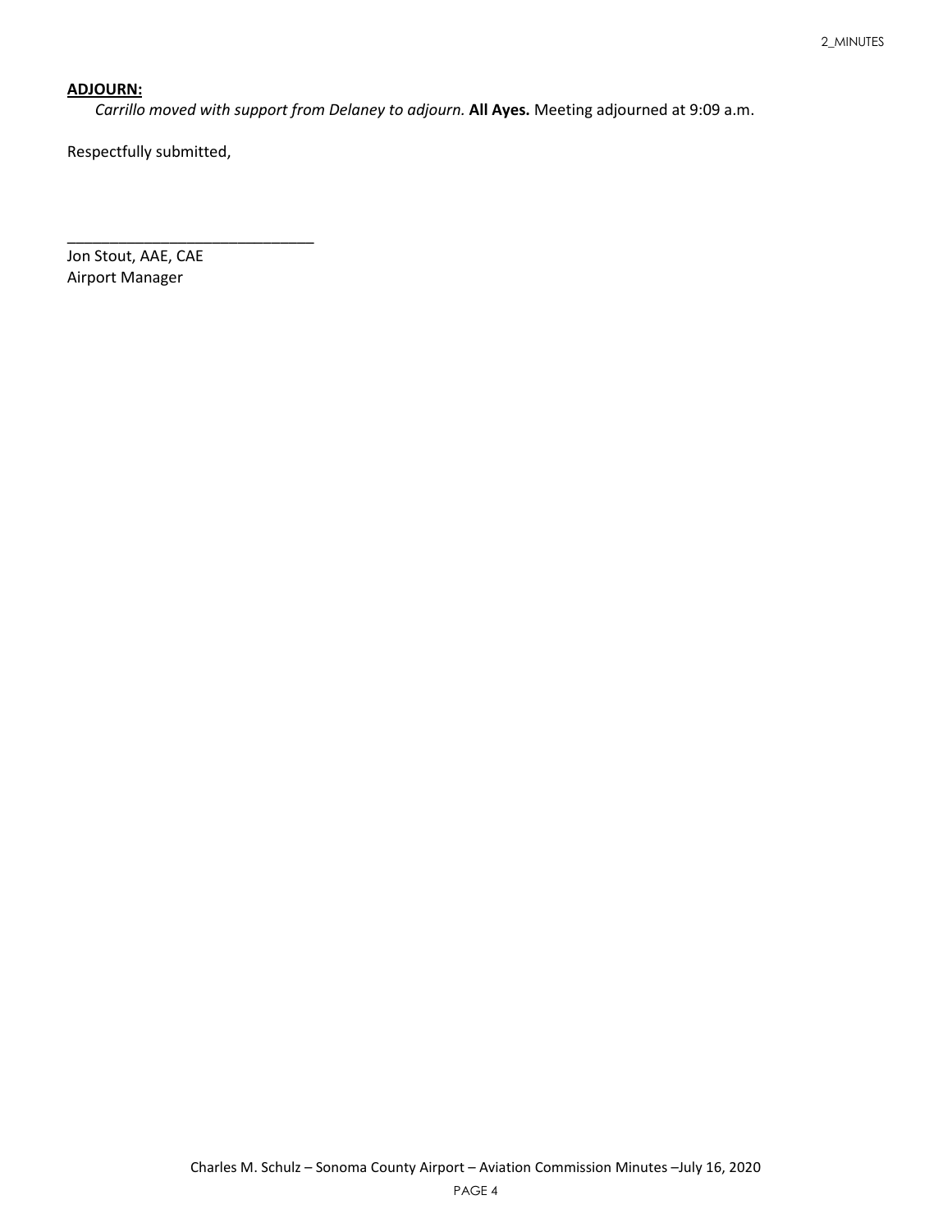**ADJOURN:**

*Carrillo moved with support from Delaney to adjourn.* **All Ayes.** Meeting adjourned at 9:09 a.m.

Respectfully submitted,

______________________________

Jon Stout, AAE, CAE
Airport Manager